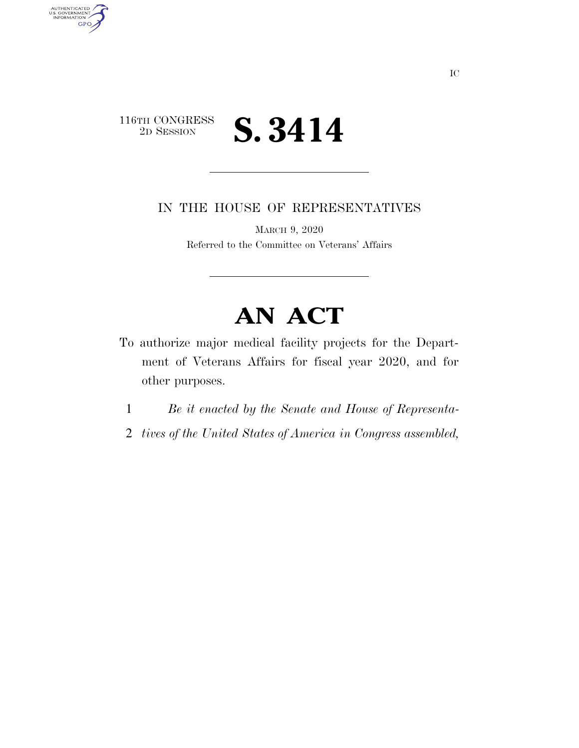IC

116TH CONGRESS
2D SESSION

# S. 3414

IN THE HOUSE OF REPRESENTATIVES

MARCH 9, 2020

Referred to the Committee on Veterans' Affairs

# AN ACT

To authorize major medical facility projects for the Department of Veterans Affairs for fiscal year 2020, and for other purposes.

1 *Be it enacted by the Senate and House of Representa-*
2 *tives of the United States of America in Congress assembled,*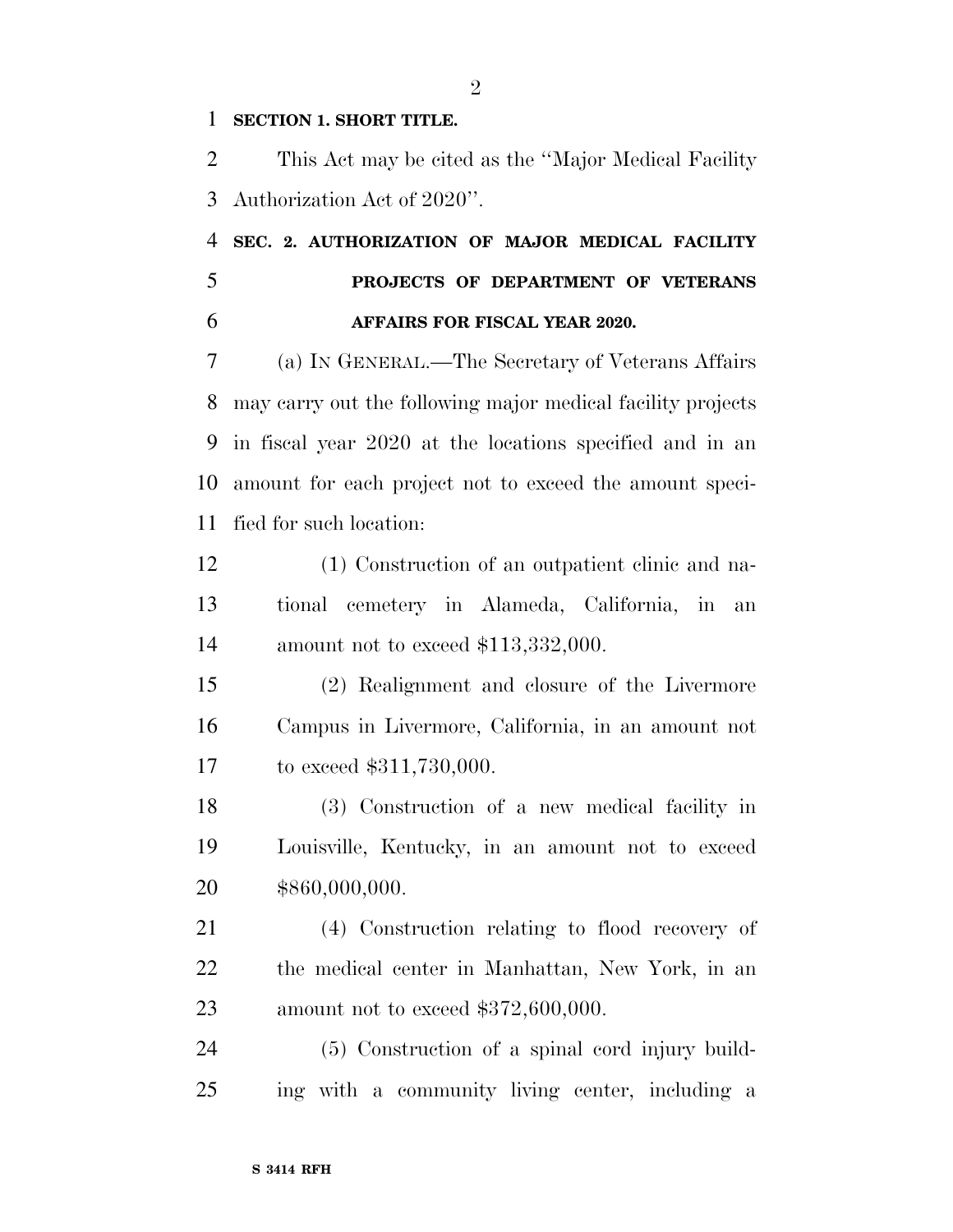**SECTION 1. SHORT TITLE.**

This Act may be cited as the ''Major Medical Facility Authorization Act of 2020''.

**SEC. 2. AUTHORIZATION OF MAJOR MEDICAL FACILITY PROJECTS OF DEPARTMENT OF VETERANS AFFAIRS FOR FISCAL YEAR 2020.**

(a) IN GENERAL.—The Secretary of Veterans Affairs may carry out the following major medical facility projects in fiscal year 2020 at the locations specified and in an amount for each project not to exceed the amount specified for such location:

(1) Construction of an outpatient clinic and national cemetery in Alameda, California, in an amount not to exceed $113,332,000.

(2) Realignment and closure of the Livermore Campus in Livermore, California, in an amount not to exceed $311,730,000.

(3) Construction of a new medical facility in Louisville, Kentucky, in an amount not to exceed $860,000,000.

(4) Construction relating to flood recovery of the medical center in Manhattan, New York, in an amount not to exceed $372,600,000.

(5) Construction of a spinal cord injury building with a community living center, including a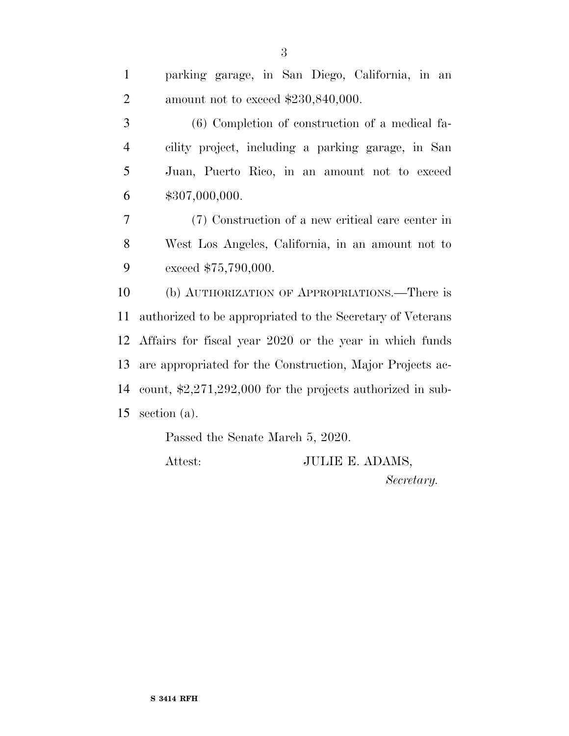parking garage, in San Diego, California, in an amount not to exceed $230,840,000.

(6) Completion of construction of a medical facility project, including a parking garage, in San Juan, Puerto Rico, in an amount not to exceed $307,000,000.

(7) Construction of a new critical care center in West Los Angeles, California, in an amount not to exceed $75,790,000.

(b) AUTHORIZATION OF APPROPRIATIONS.—There is authorized to be appropriated to the Secretary of Veterans Affairs for fiscal year 2020 or the year in which funds are appropriated for the Construction, Major Projects account, $2,271,292,000 for the projects authorized in subsection (a).

Passed the Senate March 5, 2020.

Attest: JULIE E. ADAMS,

*Secretary.*